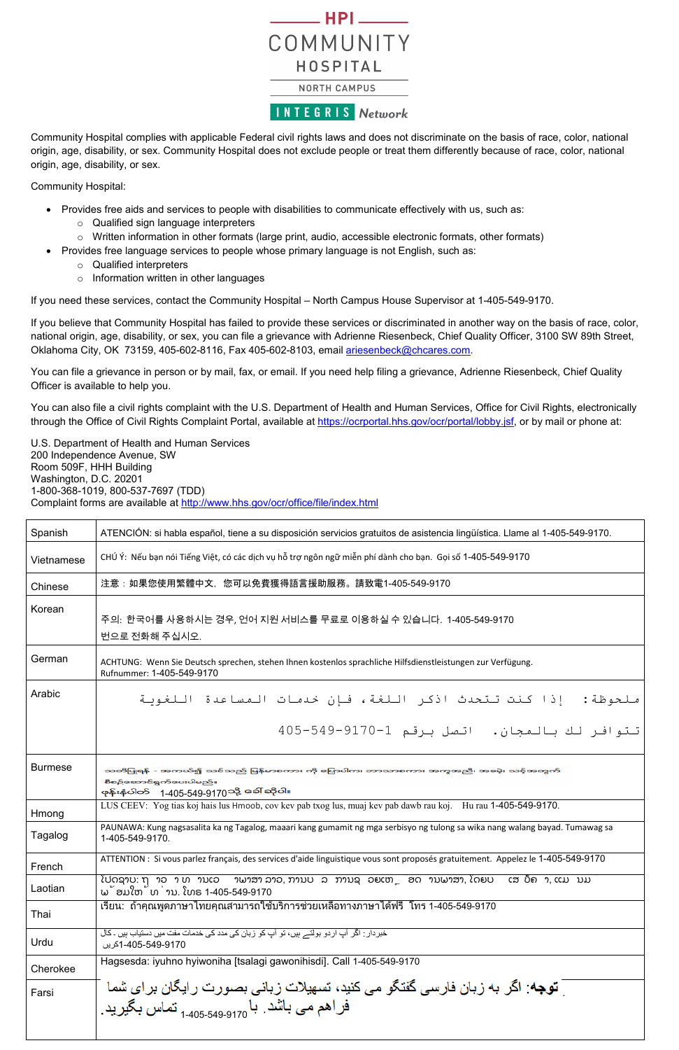HPI

COMMUNITY HOSPITAL

NORTH CAMPUS

INTEGRIS Network

Community Hospital complies with applicable Federal civil rights laws and does not discriminate on the basis of race, color, national origin, age, disability, or sex. Community Hospital does not exclude people or treat them differently because of race, color, national origin, age, disability, or sex.

Community Hospital:

- Provides free aids and services to people with disabilities to communicate effectively with us, such as:
  - Qualified sign language interpreters
  - Written information in other formats (large print, audio, accessible electronic formats, other formats)
- Provides free language services to people whose primary language is not English, such as:
  - Qualified interpreters
  - Information written in other languages

If you need these services, contact the Community Hospital – North Campus House Supervisor at 1-405-549-9170.

If you believe that Community Hospital has failed to provide these services or discriminated in another way on the basis of race, color, national origin, age, disability, or sex, you can file a grievance with Adrienne Riesenbeck, Chief Quality Officer, 3100 SW 89th Street, Oklahoma City, OK 73159, 405-602-8116, Fax 405-602-8103, email ariesenbeck@chcares.com.

You can file a grievance in person or by mail, fax, or email. If you need help filing a grievance, Adrienne Riesenbeck, Chief Quality Officer is available to help you.

You can also file a civil rights complaint with the U.S. Department of Health and Human Services, Office for Civil Rights, electronically through the Office of Civil Rights Complaint Portal, available at https://ocrportal.hhs.gov/ocr/portal/lobby.jsf, or by mail or phone at:

U.S. Department of Health and Human Services
200 Independence Avenue, SW
Room 509F, HHH Building
Washington, D.C. 20201
1-800-368-1019, 800-537-7697 (TDD)
Complaint forms are available at http://www.hhs.gov/ocr/office/file/index.html

| Spanish | ATENCIÓN: si habla español, tiene a su disposición servicios gratuitos de asistencia lingüística. Llame al 1-405-549-9170. |
|---|---|
| Vietnamese | CHÚ Ý: Nếu bạn nói Tiếng Việt, có các dịch vụ hỗ trợ ngôn ngữ miễn phí dành cho bạn. Gọi số 1-405-549-9170 |
| Chinese | 注意：如果您使用繁體中文，您可以免費獲得語言援助服務。請致電1-405-549-9170 |
| Korean | 주의: 한국어를 사용하시는 경우, 언어 지원 서비스를 무료로 이용하실 수 있습니다. 1-405-549-9170 번으로 전화해 주십시오. |
| German | ACHTUNG: Wenn Sie Deutsch sprechen, stehen Ihnen kostenlos sprachliche Hilfsdienstleistungen zur Verfügung. Rufnummer: 1-405-549-9170 |
| Arabic | ملحوظة: إذا كنت تتحدث اذكر اللغة، فإن خدمات المساعدة اللغوية تتوافر لك بالمجان. اتصل برقم 1-405-549-9170 |
| Burmese | သတိပြုရန် - အကယ်၍ သင်သည် မြန်မာစကား ကို ပြောပါက၊ ဘာသာစကား အကူအညီ၊ အခမဲ့၊ သင့်အတွက် စီစဉ်ဆောင်ရွက်ပေးပါမည်။ ဖုန်းနံပါတ် 1-405-549-9170 သို့ ခေါ်ဆိုပါ။ |
| Hmong | LUS CEEV: Yog tias koj hais lus Hmoob, cov kev pab txog lus, muaj kev pab dawb rau koj. Hu rau 1-405-549-9170. |
| Tagalog | PAUNAWA: Kung nagsasalita ka ng Tagalog, maaari kang gumamit ng mga serbisyo ng tulong sa wika nang walang bayad. Tumawag sa 1-405-549-9170. |
| French | ATTENTION : Si vous parlez français, des services d'aide linguistique vous sont proposés gratuitement. Appelez le 1-405-549-9170 |
| Laotian | ໂປດຊາບ: ຖ້າວ່າ ທ່ານເວົ້າພາສາ ລາວ, ການບໍລິການຊ່ວຍເຫຼືອດ້ານພາສາ, ໂດຍບໍ່ເສັຽຄ່າ, ແມ່ນມີພ້ອມໃຫ້ທ່ານ. ໂທຣ 1-405-549-9170 |
| Thai | เรียน: ถ้าคุณพูดภาษาไทยคุณสามารถใช้บริการช่วยเหลือทางภาษาได้ฟรี โทร 1-405-549-9170 |
| Urdu | خبردار: اگر آپ اردو بولتے ہیں، تو آپ کو زبان کی مدد کی خدمات مفت میں دستیاب ہیں ۔ کال کریں1-405-549-9170 |
| Cherokee | Hagsesda: iyuhno hyiwoniha [tsalagi gawonihisdi]. Call 1-405-549-9170 |
| Farsi | توجه: اگر به زبان فارسی گفتگو می کنید، تسهیلات زبانی بصورت رایگان برای شما فراهم می باشد. با 1-405-549-9170 تماس بگیرید. |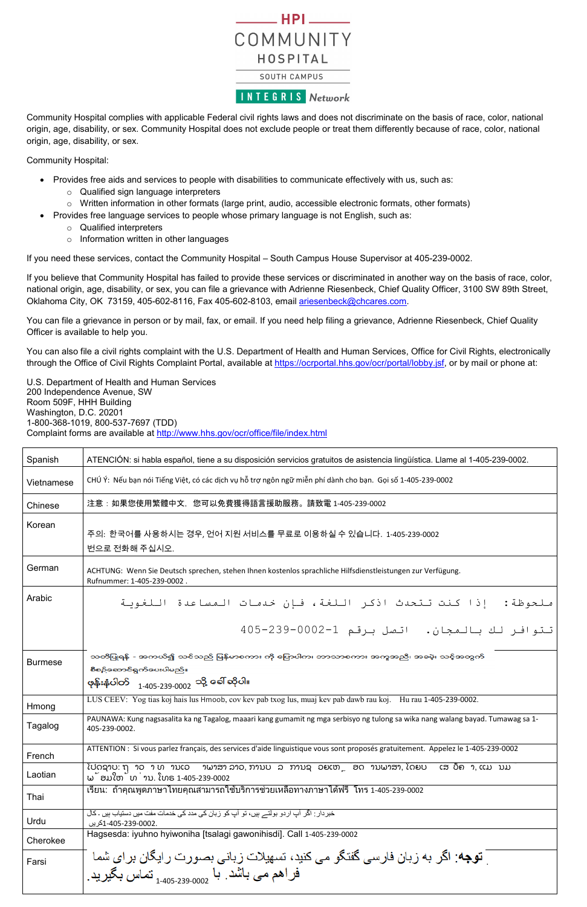HPI
COMMUNITY
HOSPITAL
SOUTH CAMPUS
INTEGRIS Network

Community Hospital complies with applicable Federal civil rights laws and does not discriminate on the basis of race, color, national origin, age, disability, or sex. Community Hospital does not exclude people or treat them differently because of race, color, national origin, age, disability, or sex.

Community Hospital:

- Provides free aids and services to people with disabilities to communicate effectively with us, such as:
  - Qualified sign language interpreters
  - Written information in other formats (large print, audio, accessible electronic formats, other formats)
- Provides free language services to people whose primary language is not English, such as:
  - Qualified interpreters
  - Information written in other languages

If you need these services, contact the Community Hospital – South Campus House Supervisor at 405-239-0002.

If you believe that Community Hospital has failed to provide these services or discriminated in another way on the basis of race, color, national origin, age, disability, or sex, you can file a grievance with Adrienne Riesenbeck, Chief Quality Officer, 3100 SW 89th Street, Oklahoma City, OK 73159, 405-602-8116, Fax 405-602-8103, email ariesenbeck@chcares.com.

You can file a grievance in person or by mail, fax, or email. If you need help filing a grievance, Adrienne Riesenbeck, Chief Quality Officer is available to help you.

You can also file a civil rights complaint with the U.S. Department of Health and Human Services, Office for Civil Rights, electronically through the Office of Civil Rights Complaint Portal, available at https://ocrportal.hhs.gov/ocr/portal/lobby.jsf, or by mail or phone at:

U.S. Department of Health and Human Services
200 Independence Avenue, SW
Room 509F, HHH Building
Washington, D.C. 20201
1-800-368-1019, 800-537-7697 (TDD)
Complaint forms are available at http://www.hhs.gov/ocr/office/file/index.html

| | |
|---|---|
| Spanish | ATENCIÓN: si habla español, tiene a su disposición servicios gratuitos de asistencia lingüística. Llame al 1-405-239-0002. |
| Vietnamese | CHÚ Ý: Nếu bạn nói Tiếng Việt, có các dịch vụ hỗ trợ ngôn ngữ miễn phí dành cho bạn. Gọi số 1-405-239-0002 |
| Chinese | 注意：如果您使用繁體中文，您可以免費獲得語言援助服務。請致電 1-405-239-0002 |
| Korean | 주의: 한국어를 사용하시는 경우, 언어 지원 서비스를 무료로 이용하실 수 있습니다. 1-405-239-0002 번으로 전화해 주십시오. |
| German | ACHTUNG: Wenn Sie Deutsch sprechen, stehen Ihnen kostenlos sprachliche Hilfsdienstleistungen zur Verfügung. Rufnummer: 1-405-239-0002 . |
| Arabic | ملحوظة: إذا كنت تتحدث اذكر اللغة، فإن خدمات المساعدة اللغوية تتوافر لك بالمجان. اتصل برقم 1-405-239-0002 |
| Burmese | သတိပြုရန် - အကယ်၍ သင်သည် မြန်မာစကား ကို ပြောပါက၊ ဘာသာစကား အကူအညီ၊ အခမဲ့၊ သင့်အတွက် စီစဉ်ဆောင်ရွက်ပေးပါမည်။ ဖုန်းနံပါတ် 1-405-239-0002 သို့ ခေါ်ဆိုပါ။ |
| Hmong | LUS CEEV: Yog tias koj hais lus Hmoob, cov kev pab txog lus, muaj kev pab dawb rau koj. Hu rau 1-405-239-0002. |
| Tagalog | PAUNAWA: Kung nagsasalita ka ng Tagalog, maaari kang gumamit ng mga serbisyo ng tulong sa wika nang walang bayad. Tumawag sa 1-405-239-0002. |
| French | ATTENTION : Si vous parlez français, des services d'aide linguistique vous sont proposés gratuitement. Appelez le 1-405-239-0002 |
| Laotian | ໂປດຊາບ: ຖ້າວ່າ ທ່ານເວົ້າພາສາ ລາວ, ການບໍລິການຊ່ວຍເຫຼືອດ້ານພາສາ, ໂດຍບໍ່ເສັຽຄ່າ, ແມ່ນມີພ້ອມໃຫ້ທ່ານ. ໂທຣ 1-405-239-0002 |
| Thai | เรียน: ถ้าคุณพูดภาษาไทยคุณสามารถใช้บริการช่วยเหลือทางภาษาได้ฟรี โทร 1-405-239-0002 |
| Urdu | خبردار: اگر آپ اردو بولتے ہیں، تو آپ کو زبان کی مدد کی خدمات مفت میں دستیاب ہیں ۔ کال کریں1-405-239-0002. |
| Cherokee | Hagsesda: iyuhno hyiwoniha [tsalagi gawonihisdi]. Call 1-405-239-0002 |
| Farsi | **توجه:** اگر به زبان فارسی گفتگو می کنید، تسهیلات زبانی بصورت رایگان برای شما فراهم می باشد. با 1-405-239-0002 تماس بگیرید. |